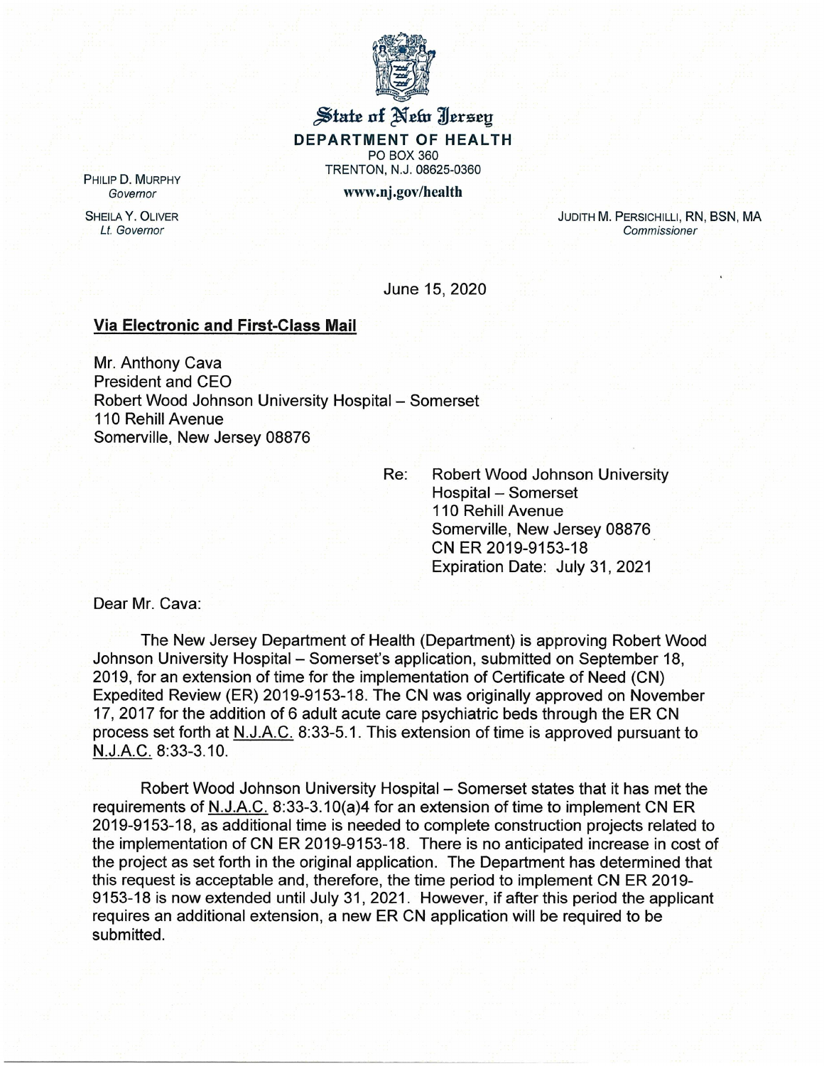State of New Jersey

**DEPARTMENT OF HEALTH**

PO BOX 360
TRENTON, N.J. 08625-0360

**www.nj.gov/health**

PHILIP D. MURPHY
*Governor*

SHEILA Y. OLIVER
*Lt. Governor*

JUDITH M. PERSICHILLI, RN, BSN, MA
*Commissioner*

June 15, 2020

**Via Electronic and First-Class Mail**

Mr. Anthony Cava
President and CEO
Robert Wood Johnson University Hospital – Somerset
110 Rehill Avenue
Somerville, New Jersey 08876

Re: Robert Wood Johnson University Hospital – Somerset
110 Rehill Avenue
Somerville, New Jersey 08876
CN ER 2019-9153-18
Expiration Date: July 31, 2021

Dear Mr. Cava:

The New Jersey Department of Health (Department) is approving Robert Wood Johnson University Hospital – Somerset's application, submitted on September 18, 2019, for an extension of time for the implementation of Certificate of Need (CN) Expedited Review (ER) 2019-9153-18. The CN was originally approved on November 17, 2017 for the addition of 6 adult acute care psychiatric beds through the ER CN process set forth at N.J.A.C. 8:33-5.1. This extension of time is approved pursuant to N.J.A.C. 8:33-3.10.

Robert Wood Johnson University Hospital – Somerset states that it has met the requirements of N.J.A.C. 8:33-3.10(a)4 for an extension of time to implement CN ER 2019-9153-18, as additional time is needed to complete construction projects related to the implementation of CN ER 2019-9153-18. There is no anticipated increase in cost of the project as set forth in the original application. The Department has determined that this request is acceptable and, therefore, the time period to implement CN ER 2019-9153-18 is now extended until July 31, 2021. However, if after this period the applicant requires an additional extension, a new ER CN application will be required to be submitted.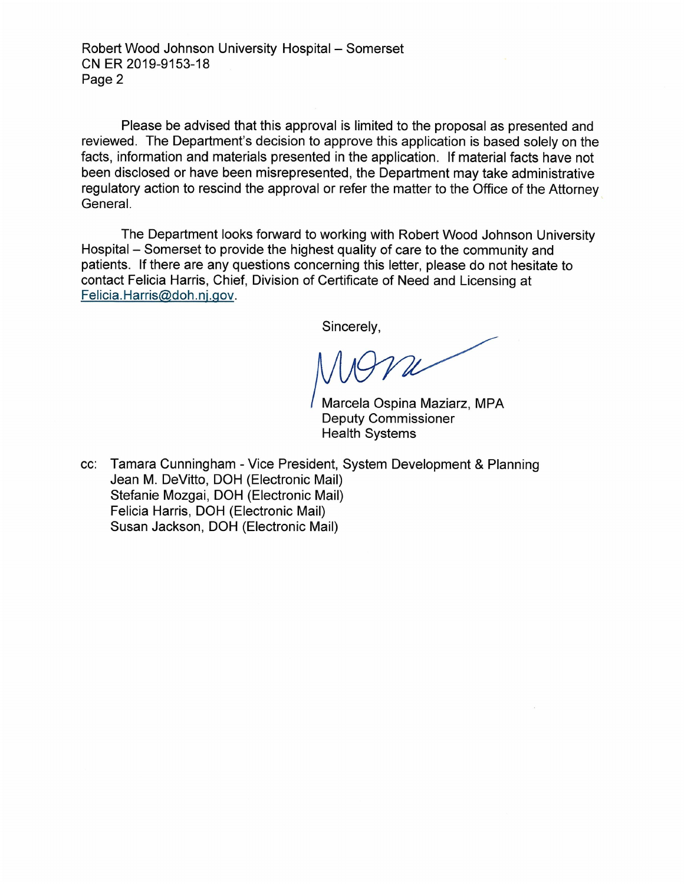Please be advised that this approval is limited to the proposal as presented and reviewed. The Department's decision to approve this application is based solely on the facts, information and materials presented in the application. If material facts have not been disclosed or have been misrepresented, the Department may take administrative regulatory action to rescind the approval or refer the matter to the Office of the Attorney General.

The Department looks forward to working with Robert Wood Johnson University Hospital – Somerset to provide the highest quality of care to the community and patients. If there are any questions concerning this letter, please do not hesitate to contact Felicia Harris, Chief, Division of Certificate of Need and Licensing at Felicia.Harris@doh.nj.gov.

Sincerely,

Marcela Ospina Maziarz, MPA
Deputy Commissioner
Health Systems

cc: Tamara Cunningham - Vice President, System Development & Planning
Jean M. DeVitto, DOH (Electronic Mail)
Stefanie Mozgai, DOH (Electronic Mail)
Felicia Harris, DOH (Electronic Mail)
Susan Jackson, DOH (Electronic Mail)